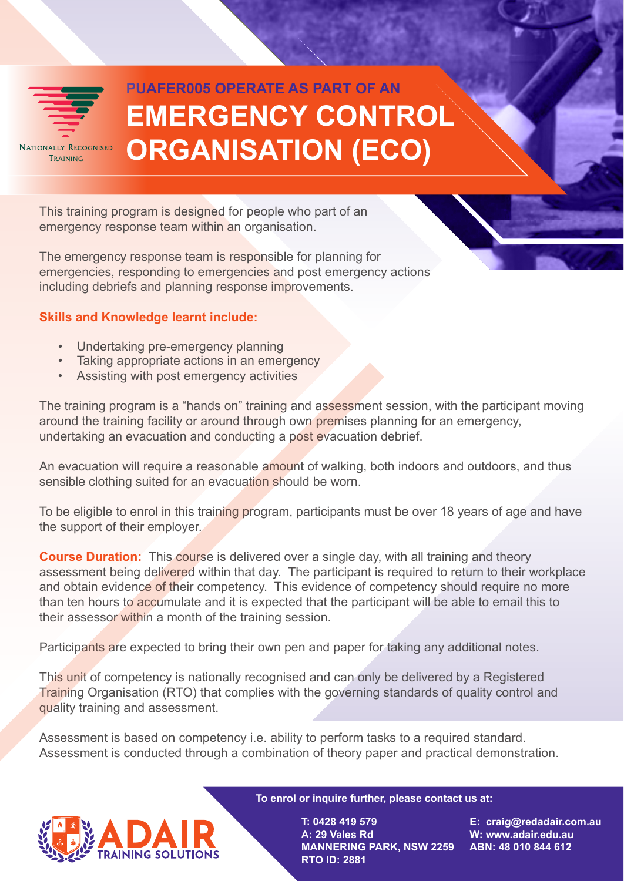NATIONALLY RECOGNISED TRAINING

# PUAFER005 OPERATE AS PART OF AN EMERGENCY CONTROL ORGANISATION (ECO)

This training program is designed for people who part of an emergency response team within an organisation.

The emergency response team is responsible for planning for emergencies, responding to emergencies and post emergency actions including debriefs and planning response improvements.

**Skills and Knowledge learnt include:**

- Undertaking pre-emergency planning
- Taking appropriate actions in an emergency
- Assisting with post emergency activities

The training program is a "hands on" training and assessment session, with the participant moving around the training facility or around through own premises planning for an emergency, undertaking an evacuation and conducting a post evacuation debrief.

An evacuation will require a reasonable amount of walking, both indoors and outdoors, and thus sensible clothing suited for an evacuation should be worn.

To be eligible to enrol in this training program, participants must be over 18 years of age and have the support of their employer.

**Course Duration:** This course is delivered over a single day, with all training and theory assessment being delivered within that day. The participant is required to return to their workplace and obtain evidence of their competency. This evidence of competency should require no more than ten hours to accumulate and it is expected that the participant will be able to email this to their assessor within a month of the training session.

Participants are expected to bring their own pen and paper for taking any additional notes.

This unit of competency is nationally recognised and can only be delivered by a Registered Training Organisation (RTO) that complies with the governing standards of quality control and quality training and assessment.

Assessment is based on competency i.e. ability to perform tasks to a required standard. Assessment is conducted through a combination of theory paper and practical demonstration.

ADAIR TRAINING SOLUTIONS

**To enrol or inquire further, please contact us at:**

**T: 0428 419 579**
**A: 29 Vales Rd**
**MANNERING PARK, NSW 2259**
**RTO ID: 2881**

**E: craig@redadair.com.au**
**W: www.adair.edu.au**
**ABN: 48 010 844 612**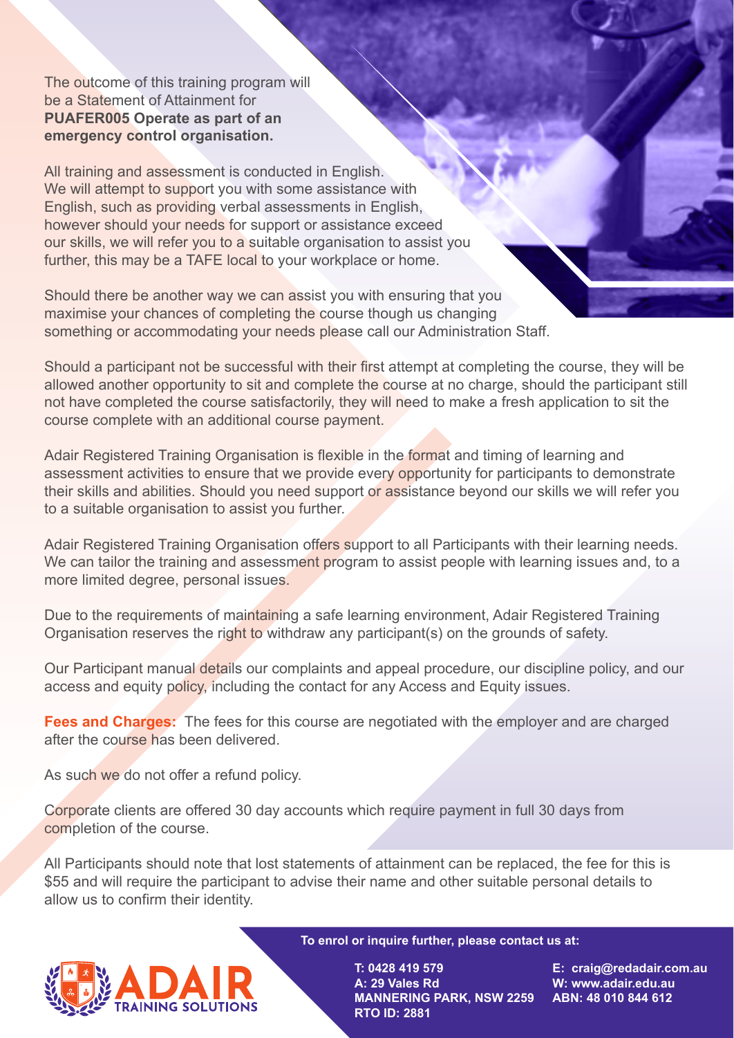The outcome of this training program will be a Statement of Attainment for **PUAFER005 Operate as part of an emergency control organisation.**

All training and assessment is conducted in English. We will attempt to support you with some assistance with English, such as providing verbal assessments in English, however should your needs for support or assistance exceed our skills, we will refer you to a suitable organisation to assist you further, this may be a TAFE local to your workplace or home.

Should there be another way we can assist you with ensuring that you maximise your chances of completing the course though us changing something or accommodating your needs please call our Administration Staff.

Should a participant not be successful with their first attempt at completing the course, they will be allowed another opportunity to sit and complete the course at no charge, should the participant still not have completed the course satisfactorily, they will need to make a fresh application to sit the course complete with an additional course payment.

Adair Registered Training Organisation is flexible in the format and timing of learning and assessment activities to ensure that we provide every opportunity for participants to demonstrate their skills and abilities. Should you need support or assistance beyond our skills we will refer you to a suitable organisation to assist you further.

Adair Registered Training Organisation offers support to all Participants with their learning needs. We can tailor the training and assessment program to assist people with learning issues and, to a more limited degree, personal issues.

Due to the requirements of maintaining a safe learning environment, Adair Registered Training Organisation reserves the right to withdraw any participant(s) on the grounds of safety.

Our Participant manual details our complaints and appeal procedure, our discipline policy, and our access and equity policy, including the contact for any Access and Equity issues.

**Fees and Charges:** The fees for this course are negotiated with the employer and are charged after the course has been delivered.

As such we do not offer a refund policy.

Corporate clients are offered 30 day accounts which require payment in full 30 days from completion of the course.

All Participants should note that lost statements of attainment can be replaced, the fee for this is $55 and will require the participant to advise their name and other suitable personal details to allow us to confirm their identity.

ADAIR TRAINING SOLUTIONS

**To enrol or inquire further, please contact us at:**

**T: 0428 419 579**
**A: 29 Vales Rd**
**MANNERING PARK, NSW 2259**
**RTO ID: 2881**

**E: craig@redadair.com.au**
**W: www.adair.edu.au**
**ABN: 48 010 844 612**